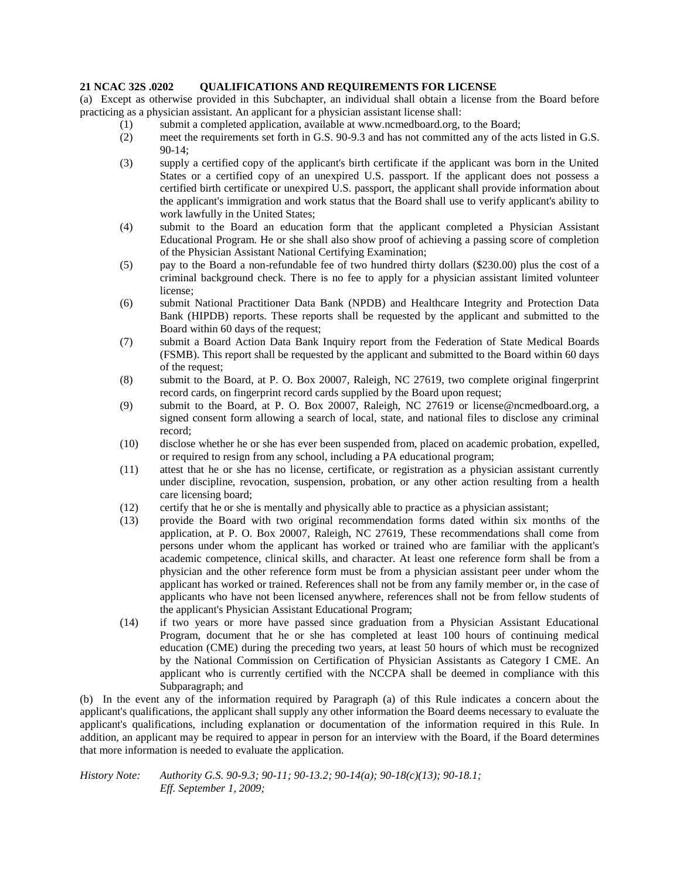**21 NCAC 32S .0202 QUALIFICATIONS AND REQUIREMENTS FOR LICENSE**

(a) Except as otherwise provided in this Subchapter, an individual shall obtain a license from the Board before practicing as a physician assistant. An applicant for a physician assistant license shall:

(1) submit a completed application, available at www.ncmedboard.org, to the Board;

(2) meet the requirements set forth in G.S. 90-9.3 and has not committed any of the acts listed in G.S. 90-14;

(3) supply a certified copy of the applicant's birth certificate if the applicant was born in the United States or a certified copy of an unexpired U.S. passport. If the applicant does not possess a certified birth certificate or unexpired U.S. passport, the applicant shall provide information about the applicant's immigration and work status that the Board shall use to verify applicant's ability to work lawfully in the United States;

(4) submit to the Board an education form that the applicant completed a Physician Assistant Educational Program. He or she shall also show proof of achieving a passing score of completion of the Physician Assistant National Certifying Examination;

(5) pay to the Board a non-refundable fee of two hundred thirty dollars ($230.00) plus the cost of a criminal background check. There is no fee to apply for a physician assistant limited volunteer license;

(6) submit National Practitioner Data Bank (NPDB) and Healthcare Integrity and Protection Data Bank (HIPDB) reports. These reports shall be requested by the applicant and submitted to the Board within 60 days of the request;

(7) submit a Board Action Data Bank Inquiry report from the Federation of State Medical Boards (FSMB). This report shall be requested by the applicant and submitted to the Board within 60 days of the request;

(8) submit to the Board, at P. O. Box 20007, Raleigh, NC 27619, two complete original fingerprint record cards, on fingerprint record cards supplied by the Board upon request;

(9) submit to the Board, at P. O. Box 20007, Raleigh, NC 27619 or license@ncmedboard.org, a signed consent form allowing a search of local, state, and national files to disclose any criminal record;

(10) disclose whether he or she has ever been suspended from, placed on academic probation, expelled, or required to resign from any school, including a PA educational program;

(11) attest that he or she has no license, certificate, or registration as a physician assistant currently under discipline, revocation, suspension, probation, or any other action resulting from a health care licensing board;

(12) certify that he or she is mentally and physically able to practice as a physician assistant;

(13) provide the Board with two original recommendation forms dated within six months of the application, at P. O. Box 20007, Raleigh, NC 27619, These recommendations shall come from persons under whom the applicant has worked or trained who are familiar with the applicant's academic competence, clinical skills, and character. At least one reference form shall be from a physician and the other reference form must be from a physician assistant peer under whom the applicant has worked or trained. References shall not be from any family member or, in the case of applicants who have not been licensed anywhere, references shall not be from fellow students of the applicant's Physician Assistant Educational Program;

(14) if two years or more have passed since graduation from a Physician Assistant Educational Program, document that he or she has completed at least 100 hours of continuing medical education (CME) during the preceding two years, at least 50 hours of which must be recognized by the National Commission on Certification of Physician Assistants as Category I CME. An applicant who is currently certified with the NCCPA shall be deemed in compliance with this Subparagraph; and

(b) In the event any of the information required by Paragraph (a) of this Rule indicates a concern about the applicant's qualifications, the applicant shall supply any other information the Board deems necessary to evaluate the applicant's qualifications, including explanation or documentation of the information required in this Rule. In addition, an applicant may be required to appear in person for an interview with the Board, if the Board determines that more information is needed to evaluate the application.

*History Note: Authority G.S. 90-9.3; 90-11; 90-13.2; 90-14(a); 90-18(c)(13); 90-18.1;*
*Eff. September 1, 2009;*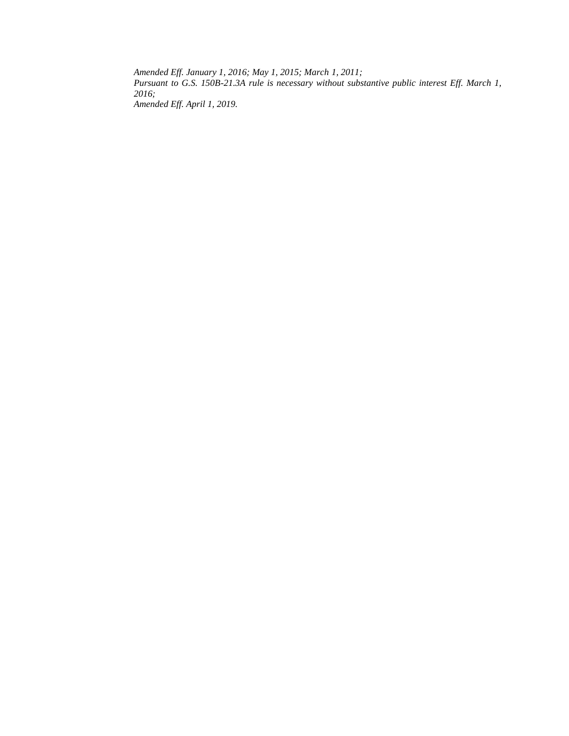*Amended Eff. January 1, 2016; May 1, 2015; March 1, 2011;*
*Pursuant to G.S. 150B-21.3A rule is necessary without substantive public interest Eff. March 1, 2016;*
*Amended Eff. April 1, 2019.*